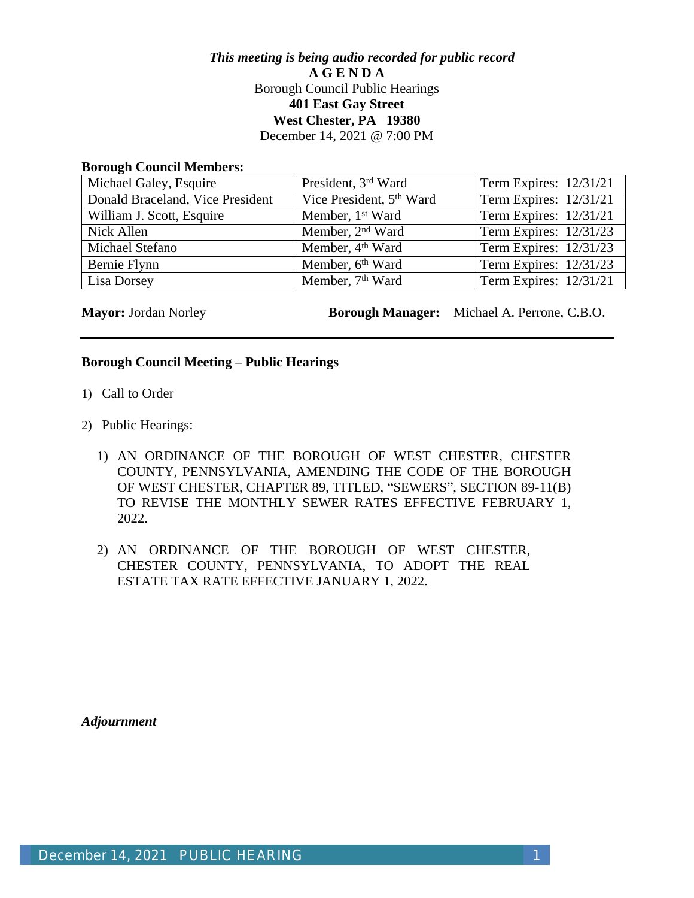***This meeting is being audio recorded for public record***

**A G E N D A**

Borough Council Public Hearings

**401 East Gay Street**

**West Chester, PA 19380**

December 14, 2021 @ 7:00 PM

**Borough Council Members:**

| | | |
|---|---|---|
| Michael Galey, Esquire | President, 3rd Ward | Term Expires: 12/31/21 |
| Donald Braceland, Vice President | Vice President, 5th Ward | Term Expires: 12/31/21 |
| William J. Scott, Esquire | Member, 1st Ward | Term Expires: 12/31/21 |
| Nick Allen | Member, 2nd Ward | Term Expires: 12/31/23 |
| Michael Stefano | Member, 4th Ward | Term Expires: 12/31/23 |
| Bernie Flynn | Member, 6th Ward | Term Expires: 12/31/23 |
| Lisa Dorsey | Member, 7th Ward | Term Expires: 12/31/21 |

**Mayor:** Jordan Norley **Borough Manager:** Michael A. Perrone, C.B.O.

---

**Borough Council Meeting – Public Hearings**

1) Call to Order

2) Public Hearings:

   1) AN ORDINANCE OF THE BOROUGH OF WEST CHESTER, CHESTER COUNTY, PENNSYLVANIA, AMENDING THE CODE OF THE BOROUGH OF WEST CHESTER, CHAPTER 89, TITLED, "SEWERS", SECTION 89-11(B) TO REVISE THE MONTHLY SEWER RATES EFFECTIVE FEBRUARY 1, 2022.

   2) AN ORDINANCE OF THE BOROUGH OF WEST CHESTER, CHESTER COUNTY, PENNSYLVANIA, TO ADOPT THE REAL ESTATE TAX RATE EFFECTIVE JANUARY 1, 2022.

***Adjournment***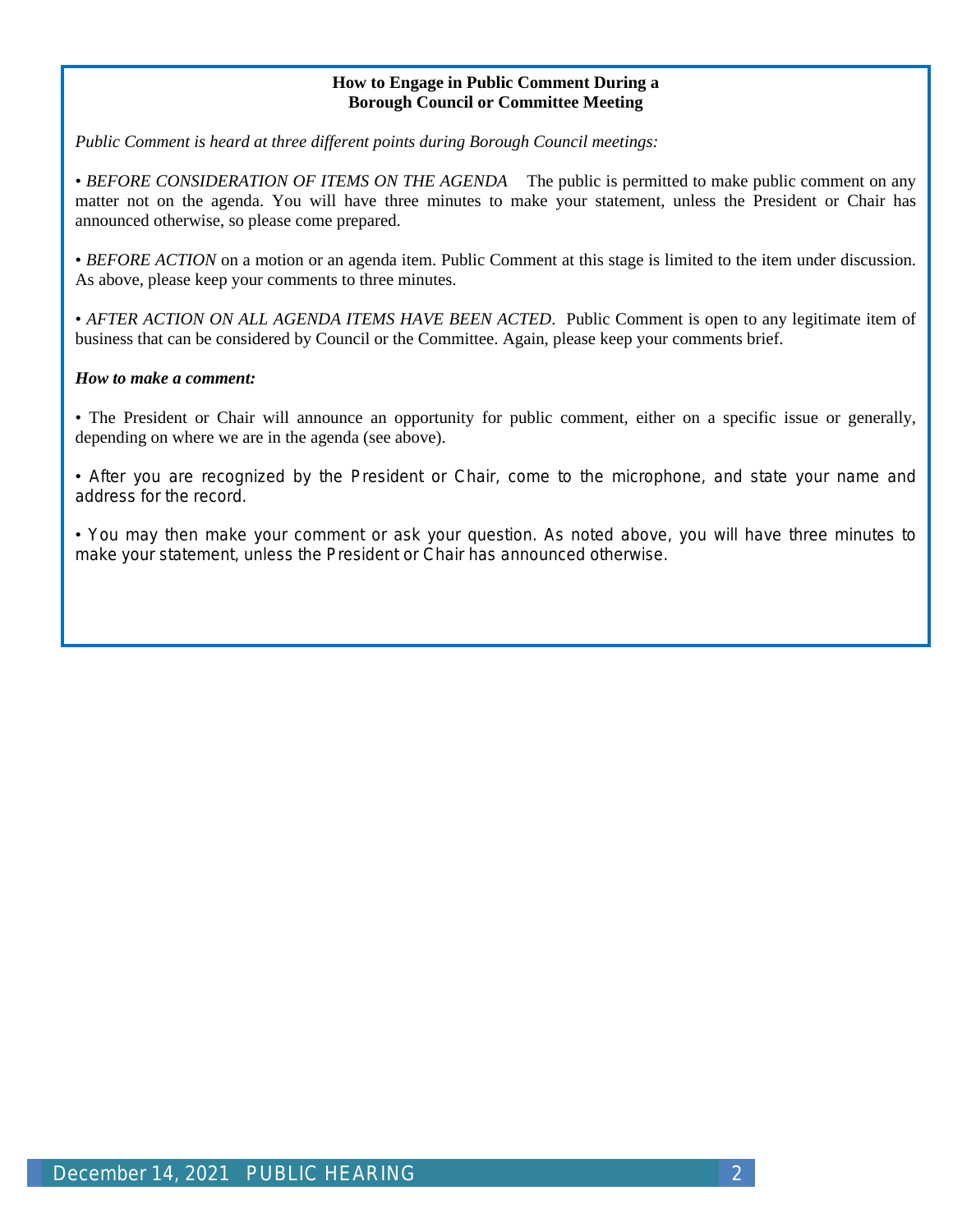**How to Engage in Public Comment During a Borough Council or Committee Meeting**

*Public Comment is heard at three different points during Borough Council meetings:*

• *BEFORE CONSIDERATION OF ITEMS ON THE AGENDA* The public is permitted to make public comment on any matter not on the agenda. You will have three minutes to make your statement, unless the President or Chair has announced otherwise, so please come prepared.

• *BEFORE ACTION* on a motion or an agenda item. Public Comment at this stage is limited to the item under discussion. As above, please keep your comments to three minutes.

• *AFTER ACTION ON ALL AGENDA ITEMS HAVE BEEN ACTED*. Public Comment is open to any legitimate item of business that can be considered by Council or the Committee. Again, please keep your comments brief.

***How to make a comment:***

• The President or Chair will announce an opportunity for public comment, either on a specific issue or generally, depending on where we are in the agenda (see above).

• After you are recognized by the President or Chair, come to the microphone, and state your name and address for the record.

• You may then make your comment or ask your question. As noted above, you will have three minutes to make your statement, unless the President or Chair has announced otherwise.